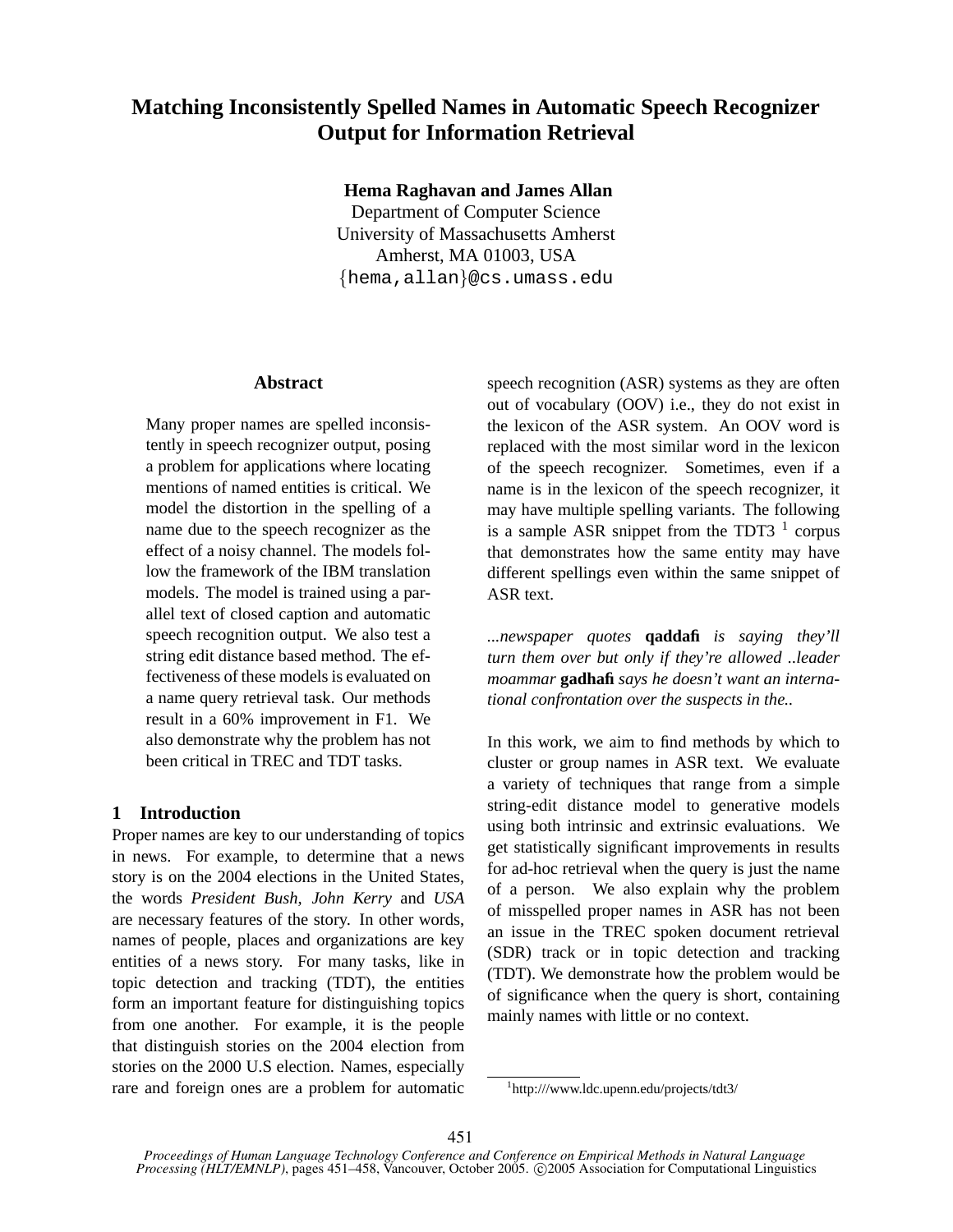# Matching Inconsistently Spelled Names in Automatic Speech Recognizer Output for Information Retrieval

**Hema Raghavan and James Allan**
Department of Computer Science
University of Massachusetts Amherst
Amherst, MA 01003, USA
{hema,allan}@cs.umass.edu

## Abstract

Many proper names are spelled inconsistently in speech recognizer output, posing a problem for applications where locating mentions of named entities is critical. We model the distortion in the spelling of a name due to the speech recognizer as the effect of a noisy channel. The models follow the framework of the IBM translation models. The model is trained using a parallel text of closed caption and automatic speech recognition output. We also test a string edit distance based method. The effectiveness of these models is evaluated on a name query retrieval task. Our methods result in a 60% improvement in F1. We also demonstrate why the problem has not been critical in TREC and TDT tasks.

## 1 Introduction

Proper names are key to our understanding of topics in news. For example, to determine that a news story is on the 2004 elections in the United States, the words *President Bush*, *John Kerry* and *USA* are necessary features of the story. In other words, names of people, places and organizations are key entities of a news story. For many tasks, like in topic detection and tracking (TDT), the entities form an important feature for distinguishing topics from one another. For example, it is the people that distinguish stories on the 2004 election from stories on the 2000 U.S election. Names, especially rare and foreign ones are a problem for automatic speech recognition (ASR) systems as they are often out of vocabulary (OOV) i.e., they do not exist in the lexicon of the ASR system. An OOV word is replaced with the most similar word in the lexicon of the speech recognizer. Sometimes, even if a name is in the lexicon of the speech recognizer, it may have multiple spelling variants. The following is a sample ASR snippet from the TDT3 [1] corpus that demonstrates how the same entity may have different spellings even within the same snippet of ASR text.

*...newspaper quotes* **qaddafi** *is saying they'll turn them over but only if they're allowed ..leader moammar* **gadhafi** *says he doesn't want an international confrontation over the suspects in the..*

In this work, we aim to find methods by which to cluster or group names in ASR text. We evaluate a variety of techniques that range from a simple string-edit distance model to generative models using both intrinsic and extrinsic evaluations. We get statistically significant improvements in results for ad-hoc retrieval when the query is just the name of a person. We also explain why the problem of misspelled proper names in ASR has not been an issue in the TREC spoken document retrieval (SDR) track or in topic detection and tracking (TDT). We demonstrate how the problem would be of significance when the query is short, containing mainly names with little or no context.

[1] http:///www.ldc.upenn.edu/projects/tdt3/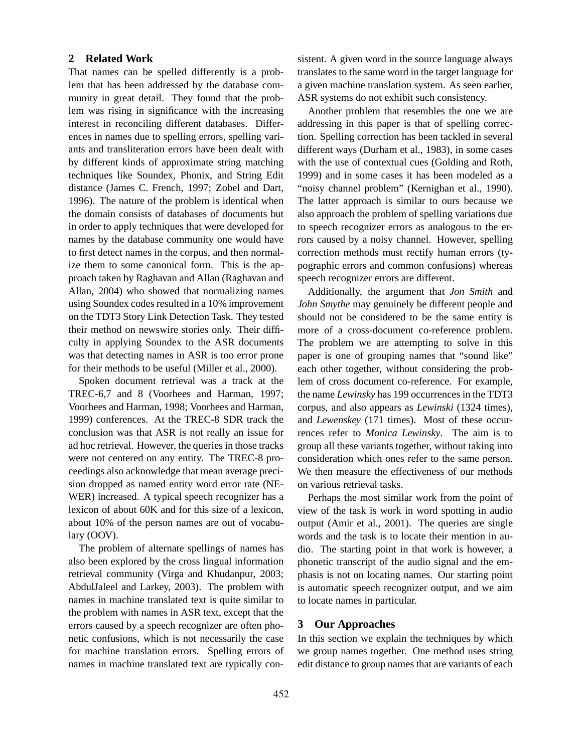## 2 Related Work

That names can be spelled differently is a problem that has been addressed by the database community in great detail. They found that the problem was rising in significance with the increasing interest in reconciling different databases. Differences in names due to spelling errors, spelling variants and transliteration errors have been dealt with by different kinds of approximate string matching techniques like Soundex, Phonix, and String Edit distance (James C. French, 1997; Zobel and Dart, 1996). The nature of the problem is identical when the domain consists of databases of documents but in order to apply techniques that were developed for names by the database community one would have to first detect names in the corpus, and then normalize them to some canonical form. This is the approach taken by Raghavan and Allan (Raghavan and Allan, 2004) who showed that normalizing names using Soundex codes resulted in a 10% improvement on the TDT3 Story Link Detection Task. They tested their method on newswire stories only. Their difficulty in applying Soundex to the ASR documents was that detecting names in ASR is too error prone for their methods to be useful (Miller et al., 2000).

Spoken document retrieval was a track at the TREC-6,7 and 8 (Voorhees and Harman, 1997; Voorhees and Harman, 1998; Voorhees and Harman, 1999) conferences. At the TREC-8 SDR track the conclusion was that ASR is not really an issue for ad hoc retrieval. However, the queries in those tracks were not centered on any entity. The TREC-8 proceedings also acknowledge that mean average precision dropped as named entity word error rate (NE-WER) increased. A typical speech recognizer has a lexicon of about 60K and for this size of a lexicon, about 10% of the person names are out of vocabulary (OOV).

The problem of alternate spellings of names has also been explored by the cross lingual information retrieval community (Virga and Khudanpur, 2003; AbdulJaleel and Larkey, 2003). The problem with names in machine translated text is quite similar to the problem with names in ASR text, except that the errors caused by a speech recognizer are often phonetic confusions, which is not necessarily the case for machine translation errors. Spelling errors of names in machine translated text are typically consistent. A given word in the source language always translates to the same word in the target language for a given machine translation system. As seen earlier, ASR systems do not exhibit such consistency.

Another problem that resembles the one we are addressing in this paper is that of spelling correction. Spelling correction has been tackled in several different ways (Durham et al., 1983), in some cases with the use of contextual cues (Golding and Roth, 1999) and in some cases it has been modeled as a "noisy channel problem" (Kernighan et al., 1990). The latter approach is similar to ours because we also approach the problem of spelling variations due to speech recognizer errors as analogous to the errors caused by a noisy channel. However, spelling correction methods must rectify human errors (typographic errors and common confusions) whereas speech recognizer errors are different.

Additionally, the argument that *Jon Smith* and *John Smythe* may genuinely be different people and should not be considered to be the same entity is more of a cross-document co-reference problem. The problem we are attempting to solve in this paper is one of grouping names that "sound like" each other together, without considering the problem of cross document co-reference. For example, the name *Lewinsky* has 199 occurrences in the TDT3 corpus, and also appears as *Lewinski* (1324 times), and *Lewenskey* (171 times). Most of these occurrences refer to *Monica Lewinsky*. The aim is to group all these variants together, without taking into consideration which ones refer to the same person. We then measure the effectiveness of our methods on various retrieval tasks.

Perhaps the most similar work from the point of view of the task is work in word spotting in audio output (Amir et al., 2001). The queries are single words and the task is to locate their mention in audio. The starting point in that work is however, a phonetic transcript of the audio signal and the emphasis is not on locating names. Our starting point is automatic speech recognizer output, and we aim to locate names in particular.

## 3 Our Approaches

In this section we explain the techniques by which we group names together. One method uses string edit distance to group names that are variants of each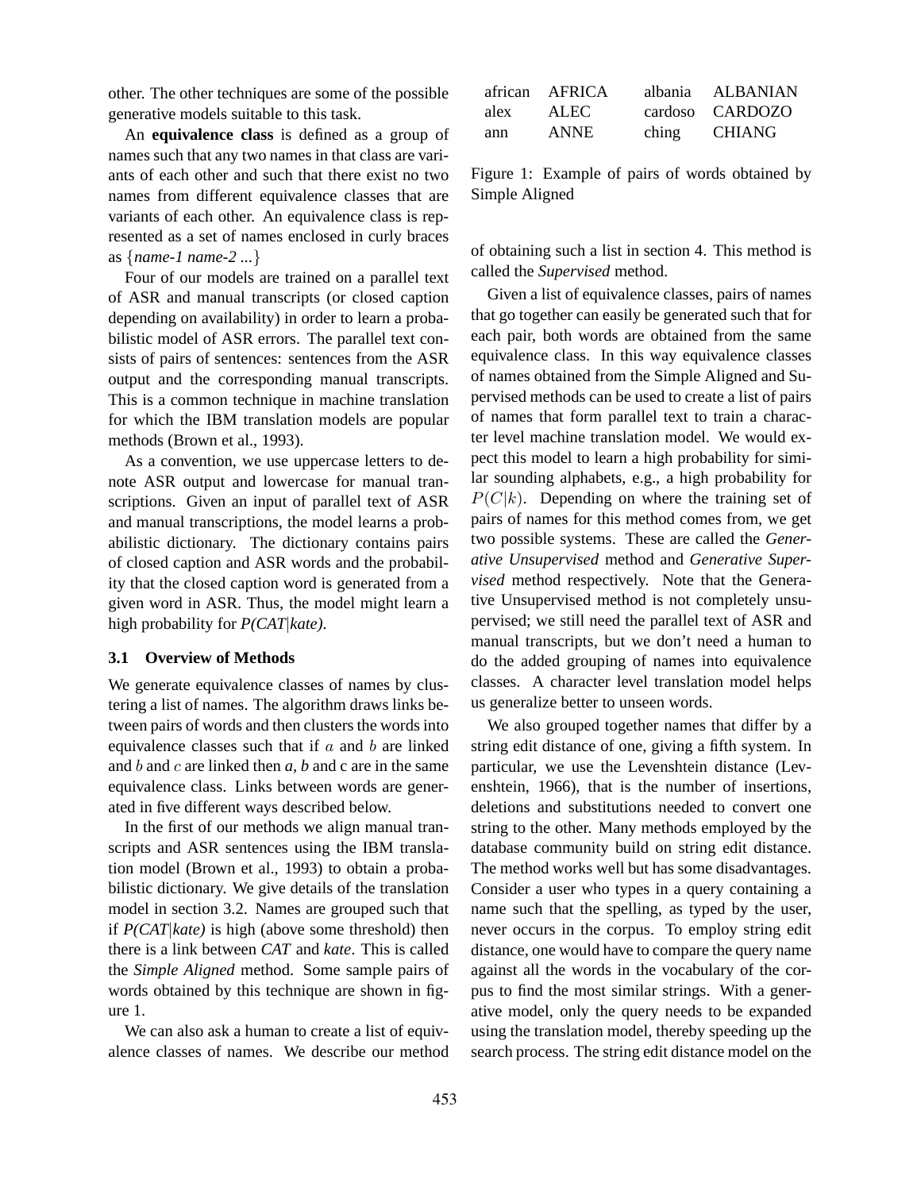other. The other techniques are some of the possible generative models suitable to this task.

An **equivalence class** is defined as a group of names such that any two names in that class are variants of each other and such that there exist no two names from different equivalence classes that are variants of each other. An equivalence class is represented as a set of names enclosed in curly braces as {*name-1 name-2 ...*}

Four of our models are trained on a parallel text of ASR and manual transcripts (or closed caption depending on availability) in order to learn a probabilistic model of ASR errors. The parallel text consists of pairs of sentences: sentences from the ASR output and the corresponding manual transcripts. This is a common technique in machine translation for which the IBM translation models are popular methods (Brown et al., 1993).

As a convention, we use uppercase letters to denote ASR output and lowercase for manual transcriptions. Given an input of parallel text of ASR and manual transcriptions, the model learns a probabilistic dictionary. The dictionary contains pairs of closed caption and ASR words and the probability that the closed caption word is generated from a given word in ASR. Thus, the model might learn a high probability for *P(CAT|kate)*.

### 3.1 Overview of Methods

We generate equivalence classes of names by clustering a list of names. The algorithm draws links between pairs of words and then clusters the words into equivalence classes such that if $a$ and $b$ are linked and $b$ and $c$ are linked then *a, b* and c are in the same equivalence class. Links between words are generated in five different ways described below.

In the first of our methods we align manual transcripts and ASR sentences using the IBM translation model (Brown et al., 1993) to obtain a probabilistic dictionary. We give details of the translation model in section 3.2. Names are grouped such that if *P(CAT|kate)* is high (above some threshold) then there is a link between *CAT* and *kate*. This is called the *Simple Aligned* method. Some sample pairs of words obtained by this technique are shown in figure 1.

We can also ask a human to create a list of equivalence classes of names. We describe our method of obtaining such a list in section 4. This method is called the *Supervised* method.

| | | | |
|---|---|---|---|
| african | AFRICA | albania | ALBANIAN |
| alex | ALEC | cardoso | CARDOZO |
| ann | ANNE | ching | CHIANG |

Figure 1: Example of pairs of words obtained by Simple Aligned

Given a list of equivalence classes, pairs of names that go together can easily be generated such that for each pair, both words are obtained from the same equivalence class. In this way equivalence classes of names obtained from the Simple Aligned and Supervised methods can be used to create a list of pairs of names that form parallel text to train a character level machine translation model. We would expect this model to learn a high probability for similar sounding alphabets, e.g., a high probability for $P(C|k)$. Depending on where the training set of pairs of names for this method comes from, we get two possible systems. These are called the *Generative Unsupervised* method and *Generative Supervised* method respectively. Note that the Generative Unsupervised method is not completely unsupervised; we still need the parallel text of ASR and manual transcripts, but we don't need a human to do the added grouping of names into equivalence classes. A character level translation model helps us generalize better to unseen words.

We also grouped together names that differ by a string edit distance of one, giving a fifth system. In particular, we use the Levenshtein distance (Levenshtein, 1966), that is the number of insertions, deletions and substitutions needed to convert one string to the other. Many methods employed by the database community build on string edit distance. The method works well but has some disadvantages. Consider a user who types in a query containing a name such that the spelling, as typed by the user, never occurs in the corpus. To employ string edit distance, one would have to compare the query name against all the words in the vocabulary of the corpus to find the most similar strings. With a generative model, only the query needs to be expanded using the translation model, thereby speeding up the search process. The string edit distance model on the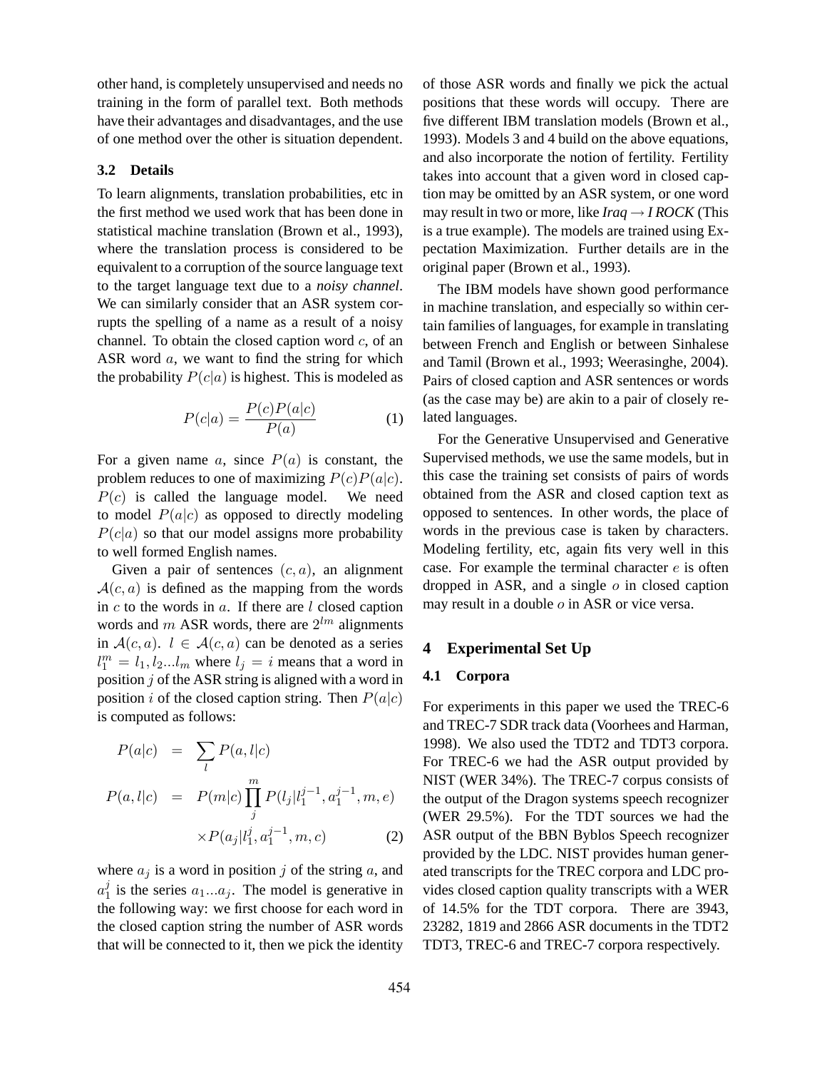other hand, is completely unsupervised and needs no training in the form of parallel text. Both methods have their advantages and disadvantages, and the use of one method over the other is situation dependent.

### 3.2 Details

To learn alignments, translation probabilities, etc in the first method we used work that has been done in statistical machine translation (Brown et al., 1993), where the translation process is considered to be equivalent to a corruption of the source language text to the target language text due to a *noisy channel*. We can similarly consider that an ASR system corrupts the spelling of a name as a result of a noisy channel. To obtain the closed caption word $c$, of an ASR word $a$, we want to find the string for which the probability $P(c|a)$ is highest. This is modeled as

$$P(c|a) = \frac{P(c)P(a|c)}{P(a)} \tag{1}$$

For a given name $a$, since $P(a)$ is constant, the problem reduces to one of maximizing $P(c)P(a|c)$. $P(c)$ is called the language model. We need to model $P(a|c)$ as opposed to directly modeling $P(c|a)$ so that our model assigns more probability to well formed English names.

Given a pair of sentences $(c, a)$, an alignment $\mathcal{A}(c, a)$ is defined as the mapping from the words in $c$ to the words in $a$. If there are $l$ closed caption words and $m$ ASR words, there are $2^{lm}$ alignments in $\mathcal{A}(c, a)$. $l \in \mathcal{A}(c, a)$ can be denoted as a series $l_1^m = l_1, l_2 ... l_m$ where $l_j = i$ means that a word in position $j$ of the ASR string is aligned with a word in position $i$ of the closed caption string. Then $P(a|c)$ is computed as follows:

$$\begin{aligned} P(a|c) &= \sum_l P(a, l|c) \\ P(a, l|c) &= P(m|c) \prod_j^m P(l_j | l_1^{j-1}, a_1^{j-1}, m, e) \\ &\quad \times P(a_j | l_1^j, a_1^{j-1}, m, c) \end{aligned} \tag{2}$$

where $a_j$ is a word in position $j$ of the string $a$, and $a_1^j$ is the series $a_1 ... a_j$. The model is generative in the following way: we first choose for each word in the closed caption string the number of ASR words that will be connected to it, then we pick the identity of those ASR words and finally we pick the actual positions that these words will occupy. There are five different IBM translation models (Brown et al., 1993). Models 3 and 4 build on the above equations, and also incorporate the notion of fertility. Fertility takes into account that a given word in closed caption may be omitted by an ASR system, or one word may result in two or more, like *Iraq* → *I ROCK* (This is a true example). The models are trained using Expectation Maximization. Further details are in the original paper (Brown et al., 1993).

The IBM models have shown good performance in machine translation, and especially so within certain families of languages, for example in translating between French and English or between Sinhalese and Tamil (Brown et al., 1993; Weerasinghe, 2004). Pairs of closed caption and ASR sentences or words (as the case may be) are akin to a pair of closely related languages.

For the Generative Unsupervised and Generative Supervised methods, we use the same models, but in this case the training set consists of pairs of words obtained from the ASR and closed caption text as opposed to sentences. In other words, the place of words in the previous case is taken by characters. Modeling fertility, etc, again fits very well in this case. For example the terminal character $e$ is often dropped in ASR, and a single $o$ in closed caption may result in a double $o$ in ASR or vice versa.

## 4 Experimental Set Up

### 4.1 Corpora

For experiments in this paper we used the TREC-6 and TREC-7 SDR track data (Voorhees and Harman, 1998). We also used the TDT2 and TDT3 corpora. For TREC-6 we had the ASR output provided by NIST (WER 34%). The TREC-7 corpus consists of the output of the Dragon systems speech recognizer (WER 29.5%). For the TDT sources we had the ASR output of the BBN Byblos Speech recognizer provided by the LDC. NIST provides human generated transcripts for the TREC corpora and LDC provides closed caption quality transcripts with a WER of 14.5% for the TDT corpora. There are 3943, 23282, 1819 and 2866 ASR documents in the TDT2 TDT3, TREC-6 and TREC-7 corpora respectively.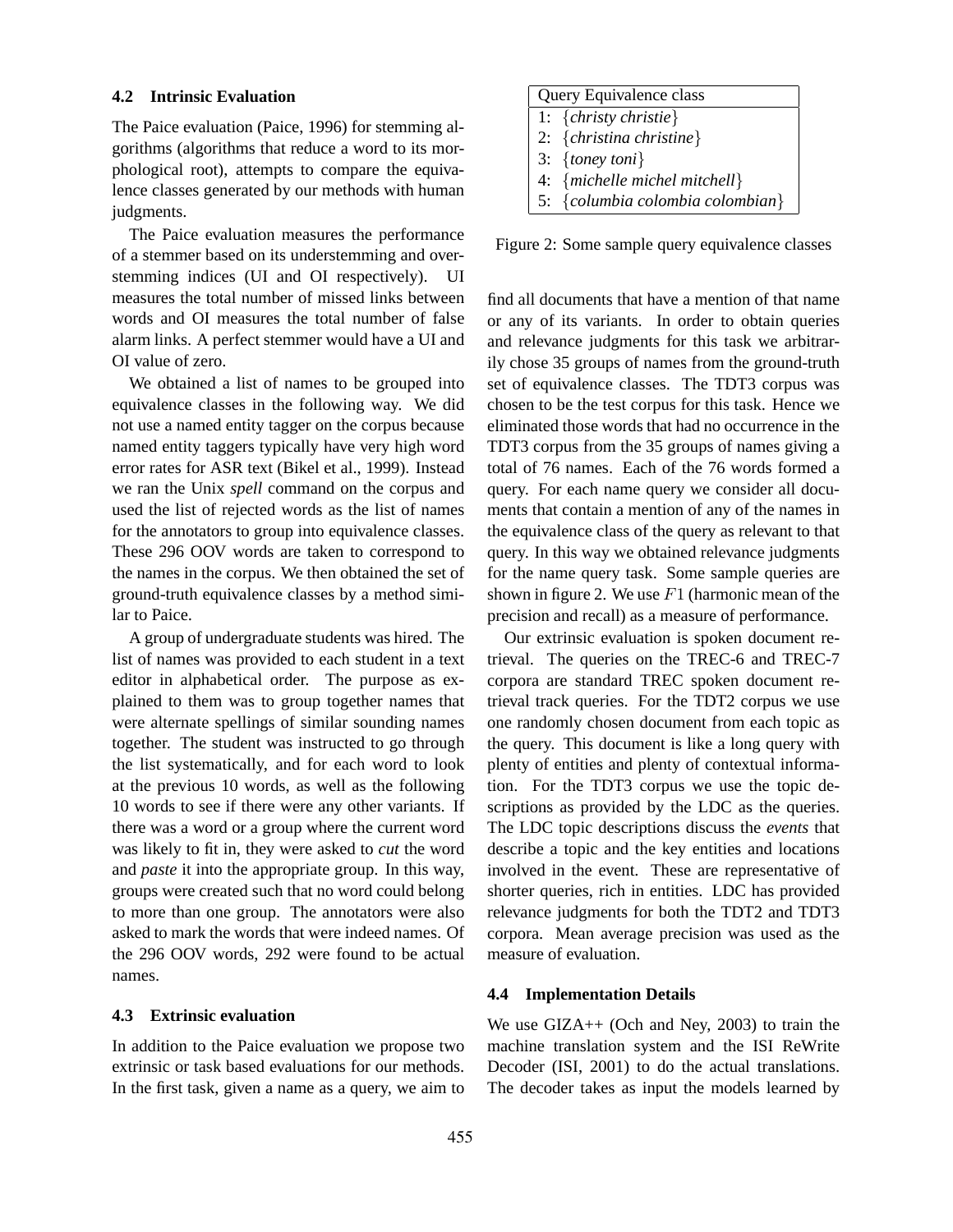### 4.2 Intrinsic Evaluation

The Paice evaluation (Paice, 1996) for stemming algorithms (algorithms that reduce a word to its morphological root), attempts to compare the equivalence classes generated by our methods with human judgments.

The Paice evaluation measures the performance of a stemmer based on its understemming and overstemming indices (UI and OI respectively). UI measures the total number of missed links between words and OI measures the total number of false alarm links. A perfect stemmer would have a UI and OI value of zero.

We obtained a list of names to be grouped into equivalence classes in the following way. We did not use a named entity tagger on the corpus because named entity taggers typically have very high word error rates for ASR text (Bikel et al., 1999). Instead we ran the Unix *spell* command on the corpus and used the list of rejected words as the list of names for the annotators to group into equivalence classes. These 296 OOV words are taken to correspond to the names in the corpus. We then obtained the set of ground-truth equivalence classes by a method similar to Paice.

A group of undergraduate students was hired. The list of names was provided to each student in a text editor in alphabetical order. The purpose as explained to them was to group together names that were alternate spellings of similar sounding names together. The student was instructed to go through the list systematically, and for each word to look at the previous 10 words, as well as the following 10 words to see if there were any other variants. If there was a word or a group where the current word was likely to fit in, they were asked to *cut* the word and *paste* it into the appropriate group. In this way, groups were created such that no word could belong to more than one group. The annotators were also asked to mark the words that were indeed names. Of the 296 OOV words, 292 were found to be actual names.

### 4.3 Extrinsic evaluation

In addition to the Paice evaluation we propose two extrinsic or task based evaluations for our methods. In the first task, given a name as a query, we aim to find all documents that have a mention of that name or any of its variants. In order to obtain queries and relevance judgments for this task we arbitrarily chose 35 groups of names from the ground-truth set of equivalence classes. The TDT3 corpus was chosen to be the test corpus for this task. Hence we eliminated those words that had no occurrence in the TDT3 corpus from the 35 groups of names giving a total of 76 names. Each of the 76 words formed a query. For each name query we consider all documents that contain a mention of any of the names in the equivalence class of the query as relevant to that query. In this way we obtained relevance judgments for the name query task. Some sample queries are shown in figure 2. We use $F1$ (harmonic mean of the precision and recall) as a measure of performance.

| Query Equivalence class |
|---|
| 1: {*christy christie*} |
| 2: {*christina christine*} |
| 3: {*toney toni*} |
| 4: {*michelle michel mitchell*} |
| 5: {*columbia colombia colombian*} |

Figure 2: Some sample query equivalence classes

Our extrinsic evaluation is spoken document retrieval. The queries on the TREC-6 and TREC-7 corpora are standard TREC spoken document retrieval track queries. For the TDT2 corpus we use one randomly chosen document from each topic as the query. This document is like a long query with plenty of entities and plenty of contextual information. For the TDT3 corpus we use the topic descriptions as provided by the LDC as the queries. The LDC topic descriptions discuss the *events* that describe a topic and the key entities and locations involved in the event. These are representative of shorter queries, rich in entities. LDC has provided relevance judgments for both the TDT2 and TDT3 corpora. Mean average precision was used as the measure of evaluation.

### 4.4 Implementation Details

We use GIZA++ (Och and Ney, 2003) to train the machine translation system and the ISI ReWrite Decoder (ISI, 2001) to do the actual translations. The decoder takes as input the models learned by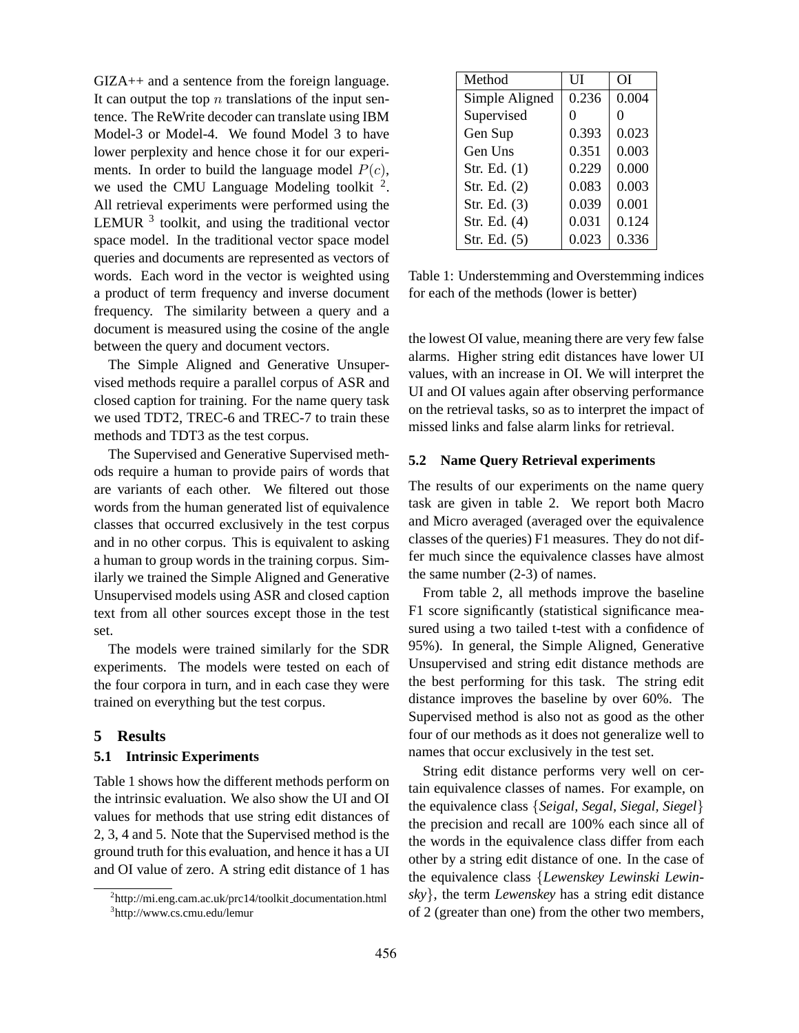GIZA++ and a sentence from the foreign language. It can output the top $n$ translations of the input sentence. The ReWrite decoder can translate using IBM Model-3 or Model-4. We found Model 3 to have lower perplexity and hence chose it for our experiments. In order to build the language model $P(c)$, we used the CMU Language Modeling toolkit [2]. All retrieval experiments were performed using the LEMUR [3] toolkit, and using the traditional vector space model. In the traditional vector space model queries and documents are represented as vectors of words. Each word in the vector is weighted using a product of term frequency and inverse document frequency. The similarity between a query and a document is measured using the cosine of the angle between the query and document vectors.

The Simple Aligned and Generative Unsupervised methods require a parallel corpus of ASR and closed caption for training. For the name query task we used TDT2, TREC-6 and TREC-7 to train these methods and TDT3 as the test corpus.

The Supervised and Generative Supervised methods require a human to provide pairs of words that are variants of each other. We filtered out those words from the human generated list of equivalence classes that occurred exclusively in the test corpus and in no other corpus. This is equivalent to asking a human to group words in the training corpus. Similarly we trained the Simple Aligned and Generative Unsupervised models using ASR and closed caption text from all other sources except those in the test set.

The models were trained similarly for the SDR experiments. The models were tested on each of the four corpora in turn, and in each case they were trained on everything but the test corpus.

## 5 Results

### 5.1 Intrinsic Experiments

Table 1 shows how the different methods perform on the intrinsic evaluation. We also show the UI and OI values for methods that use string edit distances of 2, 3, 4 and 5. Note that the Supervised method is the ground truth for this evaluation, and hence it has a UI and OI value of zero. A string edit distance of 1 has the lowest OI value, meaning there are very few false alarms. Higher string edit distances have lower UI values, with an increase in OI. We will interpret the UI and OI values again after observing performance on the retrieval tasks, so as to interpret the impact of missed links and false alarm links for retrieval.

| Method | UI | OI |
|---|---|---|
| Simple Aligned | 0.236 | 0.004 |
| Supervised | 0 | 0 |
| Gen Sup | 0.393 | 0.023 |
| Gen Uns | 0.351 | 0.003 |
| Str. Ed. (1) | 0.229 | 0.000 |
| Str. Ed. (2) | 0.083 | 0.003 |
| Str. Ed. (3) | 0.039 | 0.001 |
| Str. Ed. (4) | 0.031 | 0.124 |
| Str. Ed. (5) | 0.023 | 0.336 |

Table 1: Understemming and Overstemming indices for each of the methods (lower is better)

### 5.2 Name Query Retrieval experiments

The results of our experiments on the name query task are given in table 2. We report both Macro and Micro averaged (averaged over the equivalence classes of the queries) F1 measures. They do not differ much since the equivalence classes have almost the same number (2-3) of names.

From table 2, all methods improve the baseline F1 score significantly (statistical significance measured using a two tailed t-test with a confidence of 95%). In general, the Simple Aligned, Generative Unsupervised and string edit distance methods are the best performing for this task. The string edit distance improves the baseline by over 60%. The Supervised method is also not as good as the other four of our methods as it does not generalize well to names that occur exclusively in the test set.

String edit distance performs very well on certain equivalence classes of names. For example, on the equivalence class {*Seigal*, *Segal*, *Siegal*, *Siegel*} the precision and recall are 100% each since all of the words in the equivalence class differ from each other by a string edit distance of one. In the case of the equivalence class {*Lewenskey Lewinski Lewinsky*}, the term *Lewenskey* has a string edit distance of 2 (greater than one) from the other two members,

[2] http://mi.eng.cam.ac.uk/prc14/toolkit_documentation.html

[3] http://www.cs.cmu.edu/lemur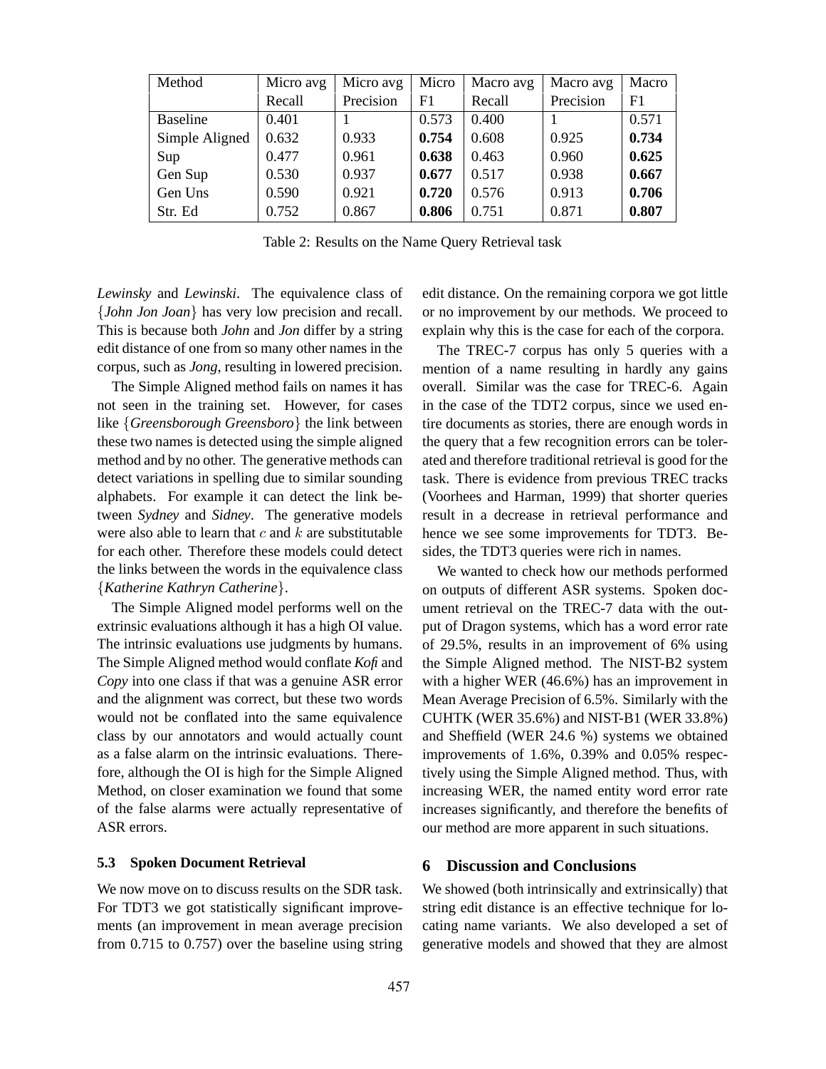| Method | Micro avg Recall | Micro avg Precision | Micro F1 | Macro avg Recall | Macro avg Precision | Macro F1 |
|---|---|---|---|---|---|---|
| Baseline | 0.401 | 1 | 0.573 | 0.400 | 1 | 0.571 |
| Simple Aligned | 0.632 | 0.933 | **0.754** | 0.608 | 0.925 | **0.734** |
| Sup | 0.477 | 0.961 | **0.638** | 0.463 | 0.960 | **0.625** |
| Gen Sup | 0.530 | 0.937 | **0.677** | 0.517 | 0.938 | **0.667** |
| Gen Uns | 0.590 | 0.921 | **0.720** | 0.576 | 0.913 | **0.706** |
| Str. Ed | 0.752 | 0.867 | **0.806** | 0.751 | 0.871 | **0.807** |

Table 2: Results on the Name Query Retrieval task

*Lewinsky* and *Lewinski*. The equivalence class of {*John Jon Joan*} has very low precision and recall. This is because both *John* and *Jon* differ by a string edit distance of one from so many other names in the corpus, such as *Jong*, resulting in lowered precision.

The Simple Aligned method fails on names it has not seen in the training set. However, for cases like {*Greensborough Greensboro*} the link between these two names is detected using the simple aligned method and by no other. The generative methods can detect variations in spelling due to similar sounding alphabets. For example it can detect the link between *Sydney* and *Sidney*. The generative models were also able to learn that $c$ and $k$ are substitutable for each other. Therefore these models could detect the links between the words in the equivalence class {*Katherine Kathryn Catherine*}.

The Simple Aligned model performs well on the extrinsic evaluations although it has a high OI value. The intrinsic evaluations use judgments by humans. The Simple Aligned method would conflate *Kofi* and *Copy* into one class if that was a genuine ASR error and the alignment was correct, but these two words would not be conflated into the same equivalence class by our annotators and would actually count as a false alarm on the intrinsic evaluations. Therefore, although the OI is high for the Simple Aligned Method, on closer examination we found that some of the false alarms were actually representative of ASR errors.

### 5.3 Spoken Document Retrieval

We now move on to discuss results on the SDR task. For TDT3 we got statistically significant improvements (an improvement in mean average precision from 0.715 to 0.757) over the baseline using string edit distance. On the remaining corpora we got little or no improvement by our methods. We proceed to explain why this is the case for each of the corpora.

The TREC-7 corpus has only 5 queries with a mention of a name resulting in hardly any gains overall. Similar was the case for TREC-6. Again in the case of the TDT2 corpus, since we used entire documents as stories, there are enough words in the query that a few recognition errors can be tolerated and therefore traditional retrieval is good for the task. There is evidence from previous TREC tracks (Voorhees and Harman, 1999) that shorter queries result in a decrease in retrieval performance and hence we see some improvements for TDT3. Besides, the TDT3 queries were rich in names.

We wanted to check how our methods performed on outputs of different ASR systems. Spoken document retrieval on the TREC-7 data with the output of Dragon systems, which has a word error rate of 29.5%, results in an improvement of 6% using the Simple Aligned method. The NIST-B2 system with a higher WER (46.6%) has an improvement in Mean Average Precision of 6.5%. Similarly with the CUHTK (WER 35.6%) and NIST-B1 (WER 33.8%) and Sheffield (WER 24.6 %) systems we obtained improvements of 1.6%, 0.39% and 0.05% respectively using the Simple Aligned method. Thus, with increasing WER, the named entity word error rate increases significantly, and therefore the benefits of our method are more apparent in such situations.

## 6 Discussion and Conclusions

We showed (both intrinsically and extrinsically) that string edit distance is an effective technique for locating name variants. We also developed a set of generative models and showed that they are almost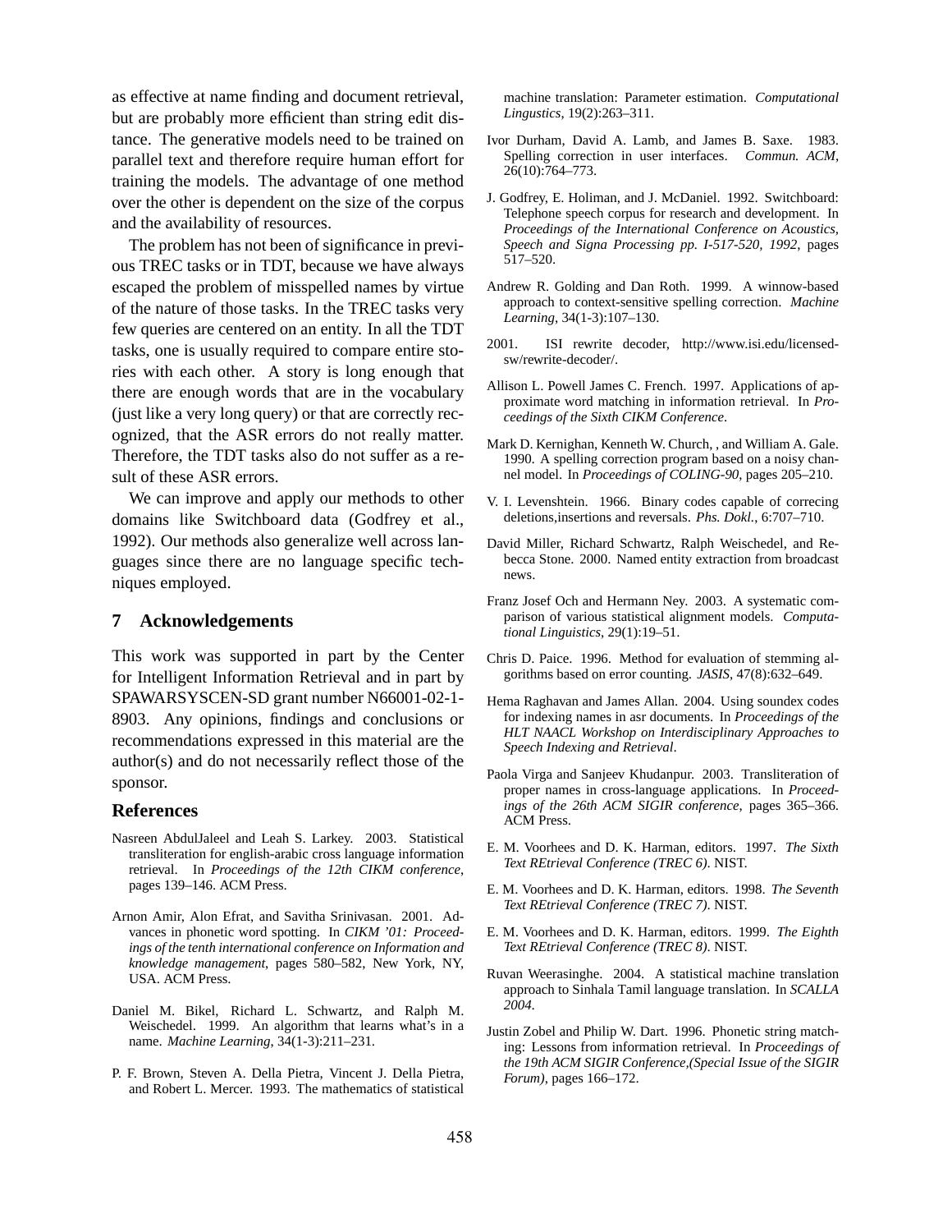as effective at name finding and document retrieval, but are probably more efficient than string edit distance. The generative models need to be trained on parallel text and therefore require human effort for training the models. The advantage of one method over the other is dependent on the size of the corpus and the availability of resources.

The problem has not been of significance in previous TREC tasks or in TDT, because we have always escaped the problem of misspelled names by virtue of the nature of those tasks. In the TREC tasks very few queries are centered on an entity. In all the TDT tasks, one is usually required to compare entire stories with each other. A story is long enough that there are enough words that are in the vocabulary (just like a very long query) or that are correctly recognized, that the ASR errors do not really matter. Therefore, the TDT tasks also do not suffer as a result of these ASR errors.

We can improve and apply our methods to other domains like Switchboard data (Godfrey et al., 1992). Our methods also generalize well across languages since there are no language specific techniques employed.

## 7 Acknowledgements

This work was supported in part by the Center for Intelligent Information Retrieval and in part by SPAWARSYSCEN-SD grant number N66001-02-1-8903. Any opinions, findings and conclusions or recommendations expressed in this material are the author(s) and do not necessarily reflect those of the sponsor.

## References

Nasreen AbdulJaleel and Leah S. Larkey. 2003. Statistical transliteration for english-arabic cross language information retrieval. In *Proceedings of the 12th CIKM conference*, pages 139–146. ACM Press.

Arnon Amir, Alon Efrat, and Savitha Srinivasan. 2001. Advances in phonetic word spotting. In *CIKM '01: Proceedings of the tenth international conference on Information and knowledge management*, pages 580–582, New York, NY, USA. ACM Press.

Daniel M. Bikel, Richard L. Schwartz, and Ralph M. Weischedel. 1999. An algorithm that learns what's in a name. *Machine Learning*, 34(1-3):211–231.

P. F. Brown, Steven A. Della Pietra, Vincent J. Della Pietra, and Robert L. Mercer. 1993. The mathematics of statistical machine translation: Parameter estimation. *Computational Lingustics*, 19(2):263–311.

Ivor Durham, David A. Lamb, and James B. Saxe. 1983. Spelling correction in user interfaces. *Commun. ACM*, 26(10):764–773.

J. Godfrey, E. Holiman, and J. McDaniel. 1992. Switchboard: Telephone speech corpus for research and development. In *Proceedings of the International Conference on Acoustics, Speech and Signa Processing pp. I-517-520, 1992*, pages 517–520.

Andrew R. Golding and Dan Roth. 1999. A winnow-based approach to context-sensitive spelling correction. *Machine Learning*, 34(1-3):107–130.

2001. ISI rewrite decoder, http://www.isi.edu/licensed-sw/rewrite-decoder/.

Allison L. Powell James C. French. 1997. Applications of approximate word matching in information retrieval. In *Proceedings of the Sixth CIKM Conference*.

Mark D. Kernighan, Kenneth W. Church, , and William A. Gale. 1990. A spelling correction program based on a noisy channel model. In *Proceedings of COLING-90*, pages 205–210.

V. I. Levenshtein. 1966. Binary codes capable of correcing deletions,insertions and reversals. *Phs. Dokl.*, 6:707–710.

David Miller, Richard Schwartz, Ralph Weischedel, and Rebecca Stone. 2000. Named entity extraction from broadcast news.

Franz Josef Och and Hermann Ney. 2003. A systematic comparison of various statistical alignment models. *Computational Linguistics*, 29(1):19–51.

Chris D. Paice. 1996. Method for evaluation of stemming algorithms based on error counting. *JASIS*, 47(8):632–649.

Hema Raghavan and James Allan. 2004. Using soundex codes for indexing names in asr documents. In *Proceedings of the HLT NAACL Workshop on Interdisciplinary Approaches to Speech Indexing and Retrieval*.

Paola Virga and Sanjeev Khudanpur. 2003. Transliteration of proper names in cross-language applications. In *Proceedings of the 26th ACM SIGIR conference*, pages 365–366. ACM Press.

E. M. Voorhees and D. K. Harman, editors. 1997. *The Sixth Text REtrieval Conference (TREC 6)*. NIST.

E. M. Voorhees and D. K. Harman, editors. 1998. *The Seventh Text REtrieval Conference (TREC 7)*. NIST.

E. M. Voorhees and D. K. Harman, editors. 1999. *The Eighth Text REtrieval Conference (TREC 8)*. NIST.

Ruvan Weerasinghe. 2004. A statistical machine translation approach to Sinhala Tamil language translation. In *SCALLA 2004*.

Justin Zobel and Philip W. Dart. 1996. Phonetic string matching: Lessons from information retrieval. In *Proceedings of the 19th ACM SIGIR Conference,(Special Issue of the SIGIR Forum)*, pages 166–172.